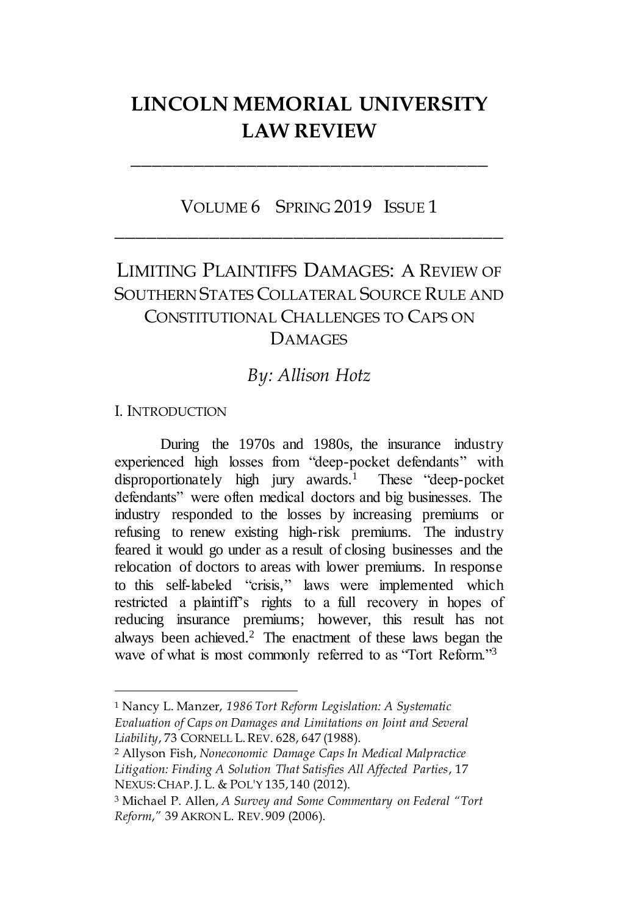# LINCOLN MEMORIAL UNIVERSITY LAW REVIEW

---

VOLUME 6 SPRING 2019 ISSUE 1

---

## LIMITING PLAINTIFFS DAMAGES: A REVIEW OF SOUTHERN STATES COLLATERAL SOURCE RULE AND CONSTITUTIONAL CHALLENGES TO CAPS ON DAMAGES

*By: Allison Hotz*

### I. INTRODUCTION

During the 1970s and 1980s, the insurance industry experienced high losses from "deep-pocket defendants" with disproportionately high jury awards.[1] These "deep-pocket defendants" were often medical doctors and big businesses. The industry responded to the losses by increasing premiums or refusing to renew existing high-risk premiums. The industry feared it would go under as a result of closing businesses and the relocation of doctors to areas with lower premiums. In response to this self-labeled "crisis," laws were implemented which restricted a plaintiff's rights to a full recovery in hopes of reducing insurance premiums; however, this result has not always been achieved.[2] The enactment of these laws began the wave of what is most commonly referred to as "Tort Reform."[3]

---

[1] Nancy L. Manzer, *1986 Tort Reform Legislation: A Systematic Evaluation of Caps on Damages and Limitations on Joint and Several Liability*, 73 CORNELL L. REV. 628, 647 (1988).

[2] Allyson Fish, *Noneconomic Damage Caps In Medical Malpractice Litigation: Finding A Solution That Satisfies All Affected Parties*, 17 NEXUS: CHAP. J. L. & POL'Y 135, 140 (2012).

[3] Michael P. Allen, *A Survey and Some Commentary on Federal "Tort Reform,"* 39 AKRON L. REV. 909 (2006).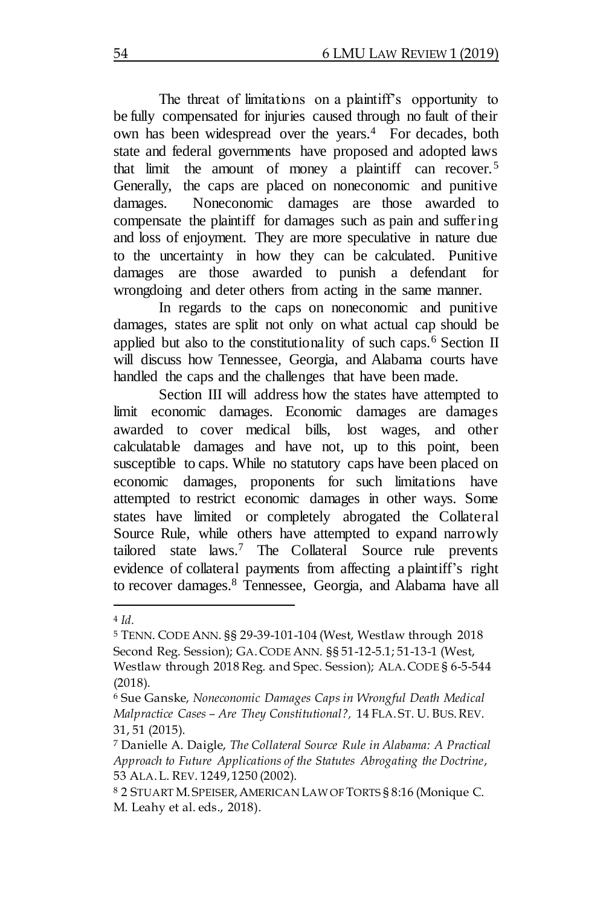The threat of limitations on a plaintiff's opportunity to be fully compensated for injuries caused through no fault of their own has been widespread over the years.[4] For decades, both state and federal governments have proposed and adopted laws that limit the amount of money a plaintiff can recover.[5] Generally, the caps are placed on noneconomic and punitive damages. Noneconomic damages are those awarded to compensate the plaintiff for damages such as pain and suffering and loss of enjoyment. They are more speculative in nature due to the uncertainty in how they can be calculated. Punitive damages are those awarded to punish a defendant for wrongdoing and deter others from acting in the same manner.

In regards to the caps on noneconomic and punitive damages, states are split not only on what actual cap should be applied but also to the constitutionality of such caps.[6] Section II will discuss how Tennessee, Georgia, and Alabama courts have handled the caps and the challenges that have been made.

Section III will address how the states have attempted to limit economic damages. Economic damages are damages awarded to cover medical bills, lost wages, and other calculatable damages and have not, up to this point, been susceptible to caps. While no statutory caps have been placed on economic damages, proponents for such limitations have attempted to restrict economic damages in other ways. Some states have limited or completely abrogated the Collateral Source Rule, while others have attempted to expand narrowly tailored state laws.[7] The Collateral Source rule prevents evidence of collateral payments from affecting a plaintiff's right to recover damages.[8] Tennessee, Georgia, and Alabama have all

---

[4] *Id.*

[5] TENN. CODE ANN. §§ 29-39-101-104 (West, Westlaw through 2018 Second Reg. Session); GA. CODE ANN. §§ 51-12-5.1; 51-13-1 (West, Westlaw through 2018 Reg. and Spec. Session); ALA. CODE § 6-5-544 (2018).

[6] Sue Ganske, *Noneconomic Damages Caps in Wrongful Death Medical Malpractice Cases – Are They Constitutional?*, 14 FLA. ST. U. BUS. REV. 31, 51 (2015).

[7] Danielle A. Daigle, *The Collateral Source Rule in Alabama: A Practical Approach to Future Applications of the Statutes Abrogating the Doctrine*, 53 ALA. L. REV. 1249, 1250 (2002).

[8] 2 STUART M. SPEISER, AMERICAN LAW OF TORTS § 8:16 (Monique C. M. Leahy et al. eds., 2018).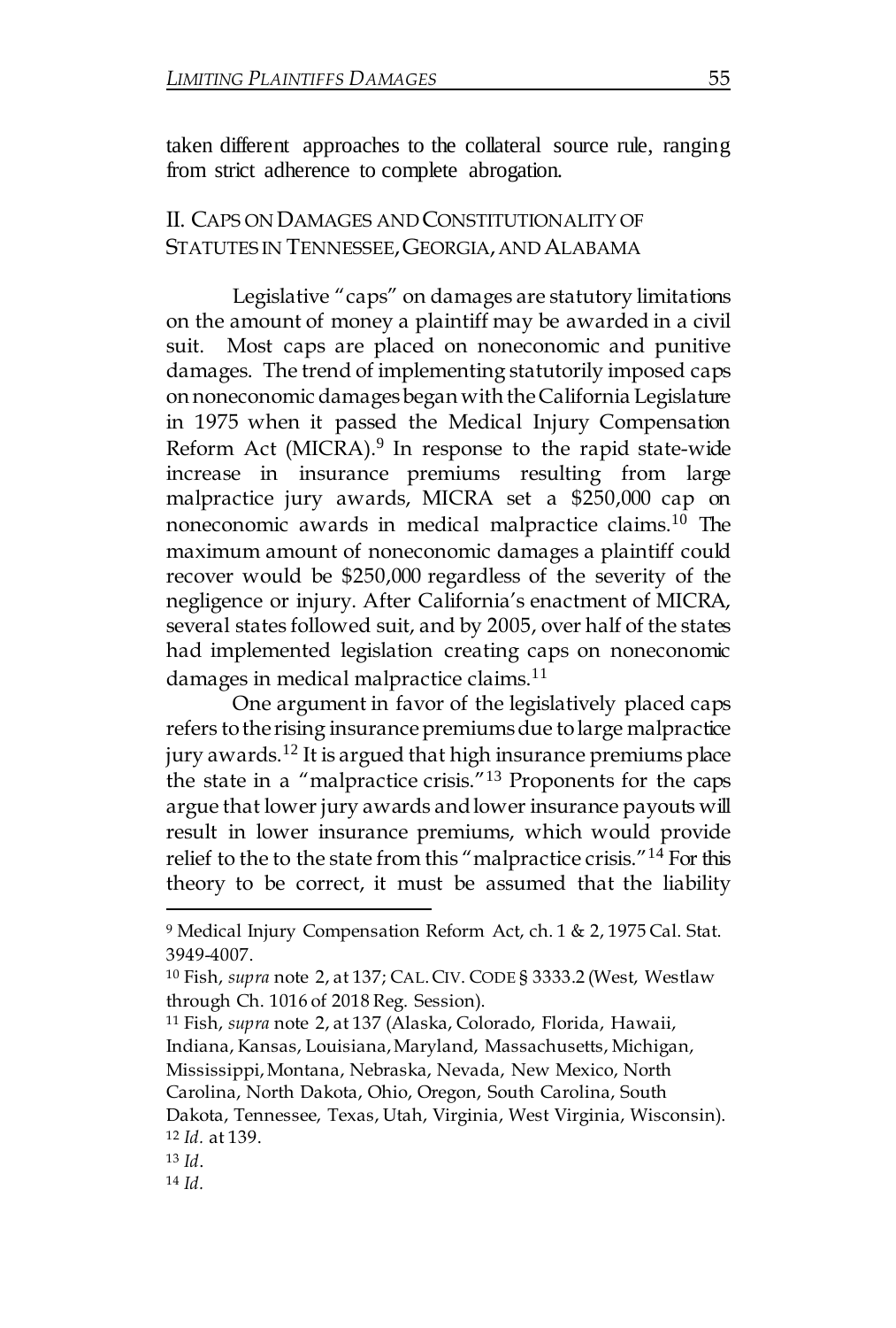taken different approaches to the collateral source rule, ranging from strict adherence to complete abrogation.

## II. CAPS ON DAMAGES AND CONSTITUTIONALITY OF STATUTES IN TENNESSEE, GEORGIA, AND ALABAMA

Legislative "caps" on damages are statutory limitations on the amount of money a plaintiff may be awarded in a civil suit. Most caps are placed on noneconomic and punitive damages. The trend of implementing statutorily imposed caps on noneconomic damages began with the California Legislature in 1975 when it passed the Medical Injury Compensation Reform Act (MICRA).[9] In response to the rapid state-wide increase in insurance premiums resulting from large malpractice jury awards, MICRA set a $250,000 cap on noneconomic awards in medical malpractice claims.[10] The maximum amount of noneconomic damages a plaintiff could recover would be $250,000 regardless of the severity of the negligence or injury. After California's enactment of MICRA, several states followed suit, and by 2005, over half of the states had implemented legislation creating caps on noneconomic damages in medical malpractice claims.[11]

One argument in favor of the legislatively placed caps refers to the rising insurance premiums due to large malpractice jury awards.[12] It is argued that high insurance premiums place the state in a "malpractice crisis."[13] Proponents for the caps argue that lower jury awards and lower insurance payouts will result in lower insurance premiums, which would provide relief to the to the state from this "malpractice crisis."[14] For this theory to be correct, it must be assumed that the liability

---

[9] Medical Injury Compensation Reform Act, ch. 1 & 2, 1975 Cal. Stat. 3949-4007.

[10] Fish, *supra* note 2, at 137; CAL. CIV. CODE § 3333.2 (West, Westlaw through Ch. 1016 of 2018 Reg. Session).

[11] Fish, *supra* note 2, at 137 (Alaska, Colorado, Florida, Hawaii, Indiana, Kansas, Louisiana, Maryland, Massachusetts, Michigan, Mississippi, Montana, Nebraska, Nevada, New Mexico, North Carolina, North Dakota, Ohio, Oregon, South Carolina, South Dakota, Tennessee, Texas, Utah, Virginia, West Virginia, Wisconsin).

[12] *Id.* at 139.

[13] *Id*.

[14] *Id*.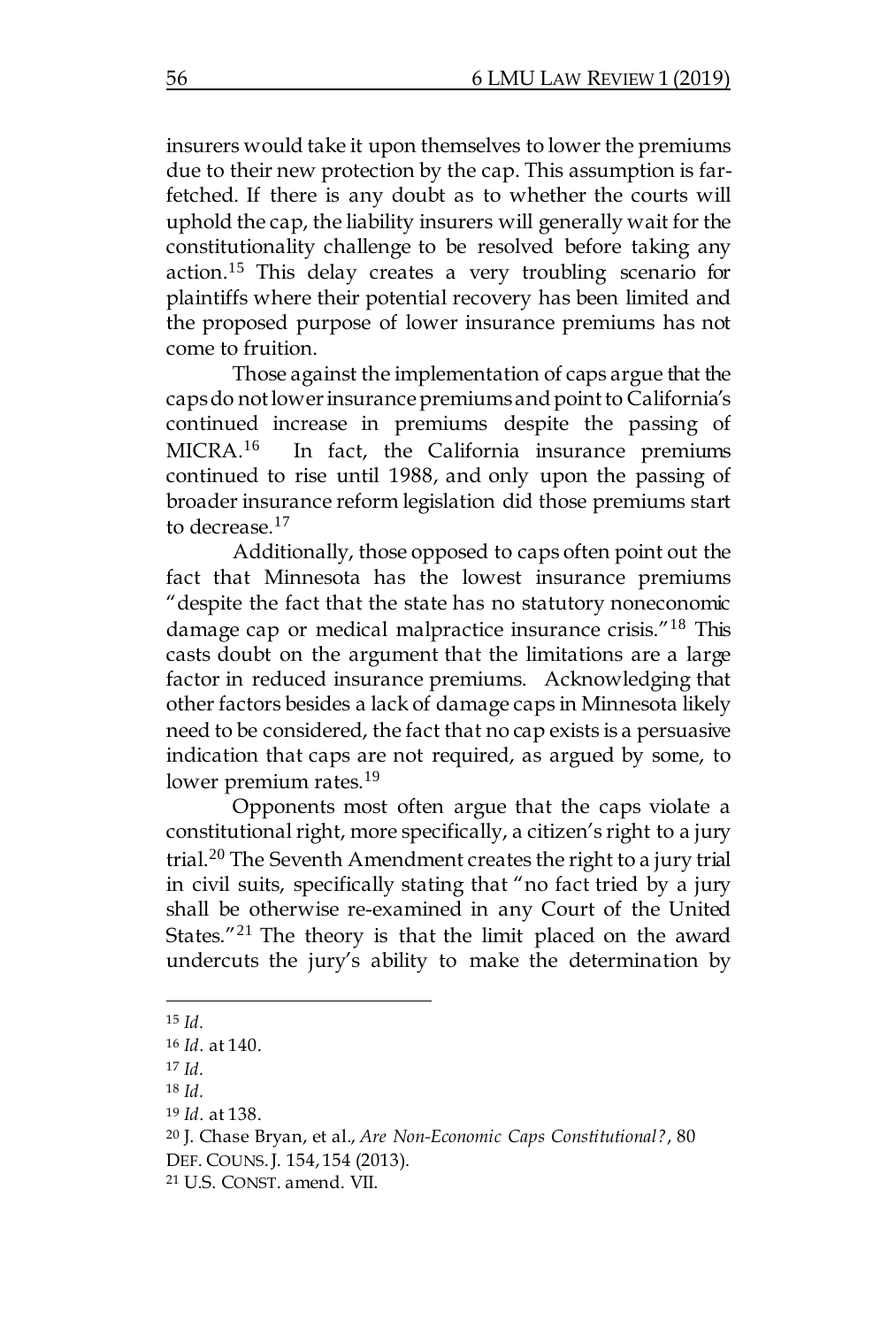insurers would take it upon themselves to lower the premiums due to their new protection by the cap. This assumption is far-fetched. If there is any doubt as to whether the courts will uphold the cap, the liability insurers will generally wait for the constitutionality challenge to be resolved before taking any action.[15] This delay creates a very troubling scenario for plaintiffs where their potential recovery has been limited and the proposed purpose of lower insurance premiums has not come to fruition.

Those against the implementation of caps argue that the caps do not lower insurance premiums and point to California's continued increase in premiums despite the passing of MICRA.[16] In fact, the California insurance premiums continued to rise until 1988, and only upon the passing of broader insurance reform legislation did those premiums start to decrease.[17]

Additionally, those opposed to caps often point out the fact that Minnesota has the lowest insurance premiums "despite the fact that the state has no statutory noneconomic damage cap or medical malpractice insurance crisis."[18] This casts doubt on the argument that the limitations are a large factor in reduced insurance premiums. Acknowledging that other factors besides a lack of damage caps in Minnesota likely need to be considered, the fact that no cap exists is a persuasive indication that caps are not required, as argued by some, to lower premium rates.[19]

Opponents most often argue that the caps violate a constitutional right, more specifically, a citizen's right to a jury trial.[20] The Seventh Amendment creates the right to a jury trial in civil suits, specifically stating that "no fact tried by a jury shall be otherwise re-examined in any Court of the United States."[21] The theory is that the limit placed on the award undercuts the jury's ability to make the determination by

---

[15] *Id.*

[16] *Id*. at 140.

[17] *Id.*

[18] *Id.*

[19] *Id*. at 138.

[20] J. Chase Bryan, et al., *Are Non-Economic Caps Constitutional?*, 80 DEF. COUNS. J. 154, 154 (2013).

[21] U.S. CONST. amend. VII.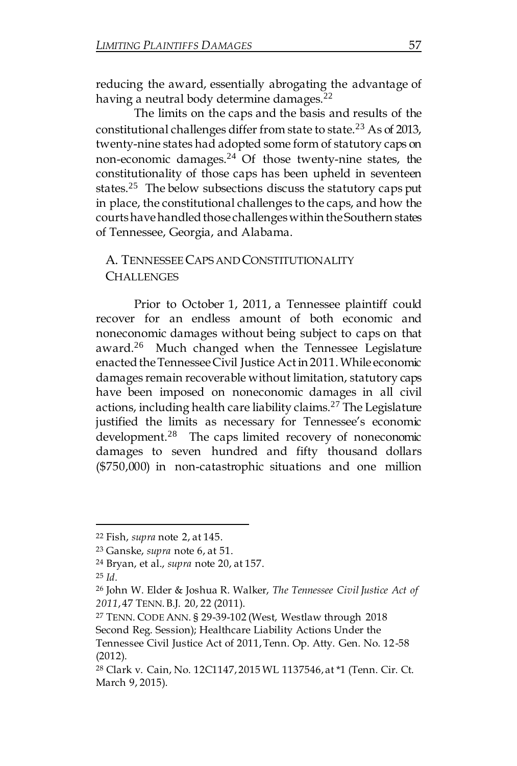reducing the award, essentially abrogating the advantage of having a neutral body determine damages.[22]

The limits on the caps and the basis and results of the constitutional challenges differ from state to state.[23] As of 2013, twenty-nine states had adopted some form of statutory caps on non-economic damages.[24] Of those twenty-nine states, the constitutionality of those caps has been upheld in seventeen states.[25] The below subsections discuss the statutory caps put in place, the constitutional challenges to the caps, and how the courts have handled those challenges within the Southern states of Tennessee, Georgia, and Alabama.

### A. TENNESSEE CAPS AND CONSTITUTIONALITY CHALLENGES

Prior to October 1, 2011, a Tennessee plaintiff could recover for an endless amount of both economic and noneconomic damages without being subject to caps on that award.[26] Much changed when the Tennessee Legislature enacted the Tennessee Civil Justice Act in 2011. While economic damages remain recoverable without limitation, statutory caps have been imposed on noneconomic damages in all civil actions, including health care liability claims.[27] The Legislature justified the limits as necessary for Tennessee's economic development.[28] The caps limited recovery of noneconomic damages to seven hundred and fifty thousand dollars ($750,000) in non-catastrophic situations and one million

---

[22] Fish, *supra* note 2, at 145.

[23] Ganske, *supra* note 6, at 51.

[24] Bryan, et al., *supra* note 20, at 157.

[25] *Id.*

[26] John W. Elder & Joshua R. Walker, *The Tennessee Civil Justice Act of 2011*, 47 TENN. B.J. 20, 22 (2011).

[27] TENN. CODE ANN. § 29-39-102 (West, Westlaw through 2018 Second Reg. Session); Healthcare Liability Actions Under the Tennessee Civil Justice Act of 2011, Tenn. Op. Atty. Gen. No. 12-58 (2012).

[28] Clark v. Cain, No. 12C1147, 2015 WL 1137546, at *1 (Tenn. Cir. Ct. March 9, 2015).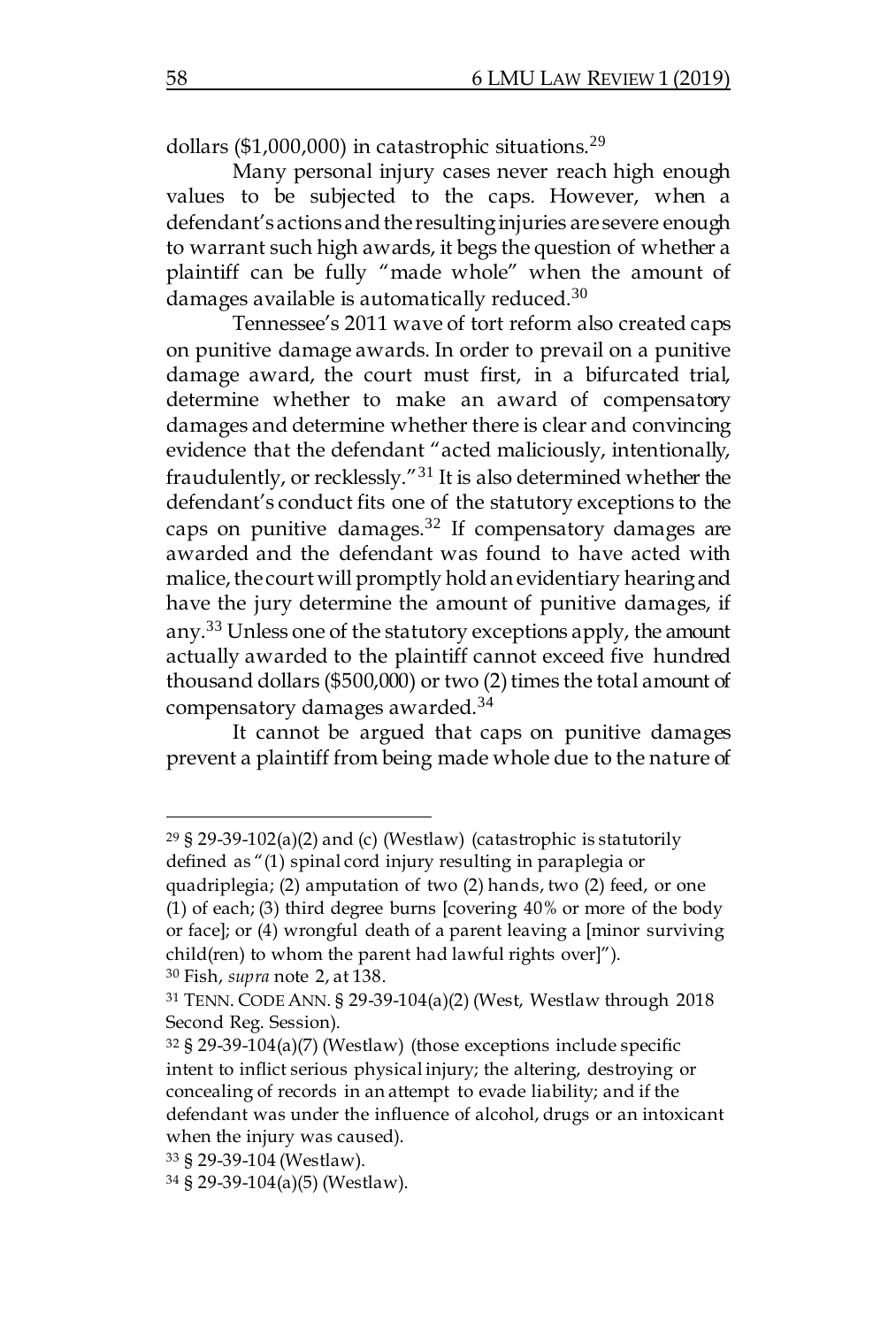dollars ($1,000,000) in catastrophic situations.[29]

Many personal injury cases never reach high enough values to be subjected to the caps. However, when a defendant's actions and the resulting injuries are severe enough to warrant such high awards, it begs the question of whether a plaintiff can be fully "made whole" when the amount of damages available is automatically reduced.[30]

Tennessee's 2011 wave of tort reform also created caps on punitive damage awards. In order to prevail on a punitive damage award, the court must first, in a bifurcated trial, determine whether to make an award of compensatory damages and determine whether there is clear and convincing evidence that the defendant "acted maliciously, intentionally, fraudulently, or recklessly."[31] It is also determined whether the defendant's conduct fits one of the statutory exceptions to the caps on punitive damages.[32] If compensatory damages are awarded and the defendant was found to have acted with malice, the court will promptly hold an evidentiary hearing and have the jury determine the amount of punitive damages, if any.[33] Unless one of the statutory exceptions apply, the amount actually awarded to the plaintiff cannot exceed five hundred thousand dollars ($500,000) or two (2) times the total amount of compensatory damages awarded.[34]

It cannot be argued that caps on punitive damages prevent a plaintiff from being made whole due to the nature of

---

[29] § 29-39-102(a)(2) and (c) (Westlaw) (catastrophic is statutorily defined as "(1) spinal cord injury resulting in paraplegia or quadriplegia; (2) amputation of two (2) hands, two (2) feed, or one (1) of each; (3) third degree burns [covering 40% or more of the body or face]; or (4) wrongful death of a parent leaving a [minor surviving child(ren) to whom the parent had lawful rights over]").

[30] Fish, *supra* note 2, at 138.

[31] TENN. CODE ANN. § 29-39-104(a)(2) (West, Westlaw through 2018 Second Reg. Session).

[32] § 29-39-104(a)(7) (Westlaw) (those exceptions include specific intent to inflict serious physical injury; the altering, destroying or concealing of records in an attempt to evade liability; and if the defendant was under the influence of alcohol, drugs or an intoxicant when the injury was caused).

[33] § 29-39-104 (Westlaw).

[34] § 29-39-104(a)(5) (Westlaw).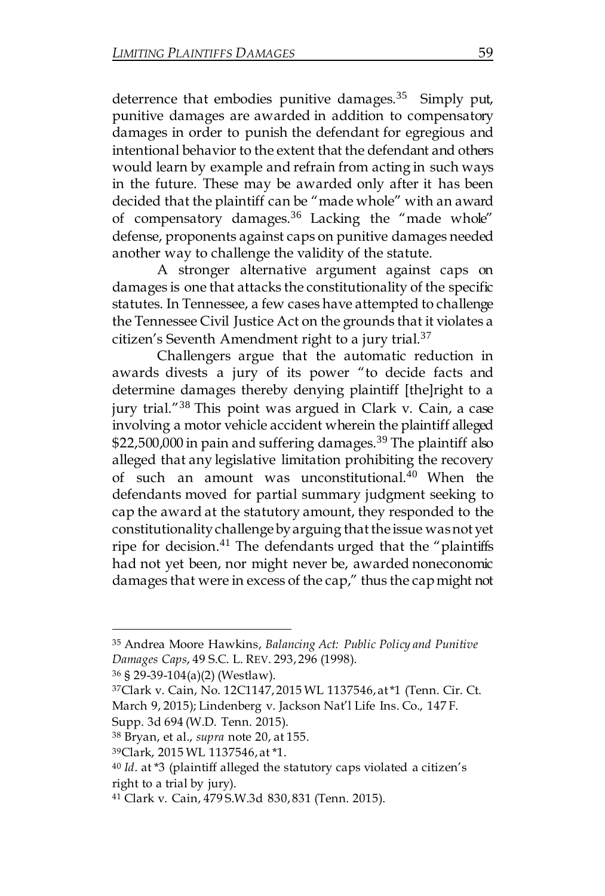deterrence that embodies punitive damages.[35] Simply put, punitive damages are awarded in addition to compensatory damages in order to punish the defendant for egregious and intentional behavior to the extent that the defendant and others would learn by example and refrain from acting in such ways in the future. These may be awarded only after it has been decided that the plaintiff can be "made whole" with an award of compensatory damages.[36] Lacking the "made whole" defense, proponents against caps on punitive damages needed another way to challenge the validity of the statute.

A stronger alternative argument against caps on damages is one that attacks the constitutionality of the specific statutes. In Tennessee, a few cases have attempted to challenge the Tennessee Civil Justice Act on the grounds that it violates a citizen's Seventh Amendment right to a jury trial.[37]

Challengers argue that the automatic reduction in awards divests a jury of its power "to decide facts and determine damages thereby denying plaintiff [the]right to a jury trial."[38] This point was argued in Clark v. Cain, a case involving a motor vehicle accident wherein the plaintiff alleged $22,500,000 in pain and suffering damages.[39] The plaintiff also alleged that any legislative limitation prohibiting the recovery of such an amount was unconstitutional.[40] When the defendants moved for partial summary judgment seeking to cap the award at the statutory amount, they responded to the constitutionality challenge by arguing that the issue was not yet ripe for decision.[41] The defendants urged that the "plaintiffs had not yet been, nor might never be, awarded noneconomic damages that were in excess of the cap," thus the cap might not

---

[35] Andrea Moore Hawkins, *Balancing Act: Public Policy and Punitive Damages Caps*, 49 S.C. L. REV. 293, 296 (1998).

[36] § 29-39-104(a)(2) (Westlaw).

[37] Clark v. Cain, No. 12C1147, 2015 WL 1137546, at *1 (Tenn. Cir. Ct. March 9, 2015); Lindenberg v. Jackson Nat'l Life Ins. Co., 147 F. Supp. 3d 694 (W.D. Tenn. 2015).

[38] Bryan, et al., *supra* note 20, at 155.

[39] Clark, 2015 WL 1137546, at *1.

[40] *Id*. at *3 (plaintiff alleged the statutory caps violated a citizen's right to a trial by jury).

[41] Clark v. Cain, 479 S.W.3d 830, 831 (Tenn. 2015).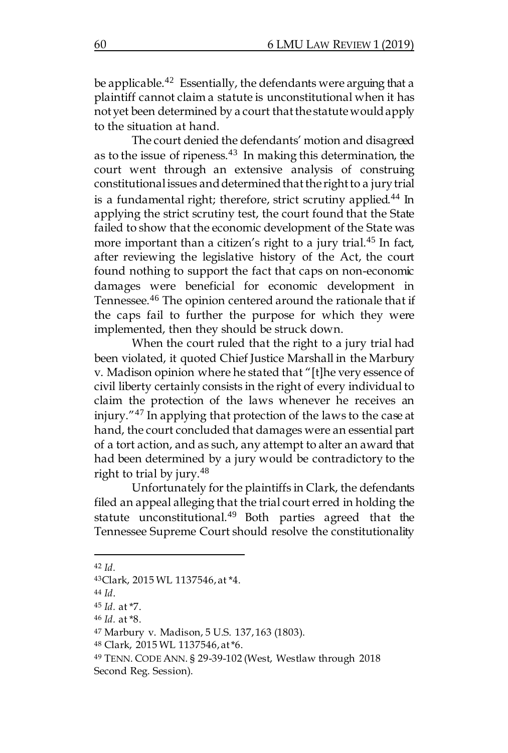be applicable.[42] Essentially, the defendants were arguing that a plaintiff cannot claim a statute is unconstitutional when it has not yet been determined by a court that the statute would apply to the situation at hand.

The court denied the defendants' motion and disagreed as to the issue of ripeness.[43] In making this determination, the court went through an extensive analysis of construing constitutional issues and determined that the right to a jury trial is a fundamental right; therefore, strict scrutiny applied.[44] In applying the strict scrutiny test, the court found that the State failed to show that the economic development of the State was more important than a citizen's right to a jury trial.[45] In fact, after reviewing the legislative history of the Act, the court found nothing to support the fact that caps on non-economic damages were beneficial for economic development in Tennessee.[46] The opinion centered around the rationale that if the caps fail to further the purpose for which they were implemented, then they should be struck down.

When the court ruled that the right to a jury trial had been violated, it quoted Chief Justice Marshall in the Marbury v. Madison opinion where he stated that "[t]he very essence of civil liberty certainly consists in the right of every individual to claim the protection of the laws whenever he receives an injury."[47] In applying that protection of the laws to the case at hand, the court concluded that damages were an essential part of a tort action, and as such, any attempt to alter an award that had been determined by a jury would be contradictory to the right to trial by jury.[48]

Unfortunately for the plaintiffs in Clark, the defendants filed an appeal alleging that the trial court erred in holding the statute unconstitutional.[49] Both parties agreed that the Tennessee Supreme Court should resolve the constitutionality

---

[42] *Id.*

[43] Clark, 2015 WL 1137546, at *4.

[44] *Id.*

[45] *Id.* at *7.

[46] *Id.* at *8.

[47] Marbury v. Madison, 5 U.S. 137, 163 (1803).

[48] Clark, 2015 WL 1137546, at *6.

[49] TENN. CODE ANN. § 29-39-102 (West, Westlaw through 2018 Second Reg. Session).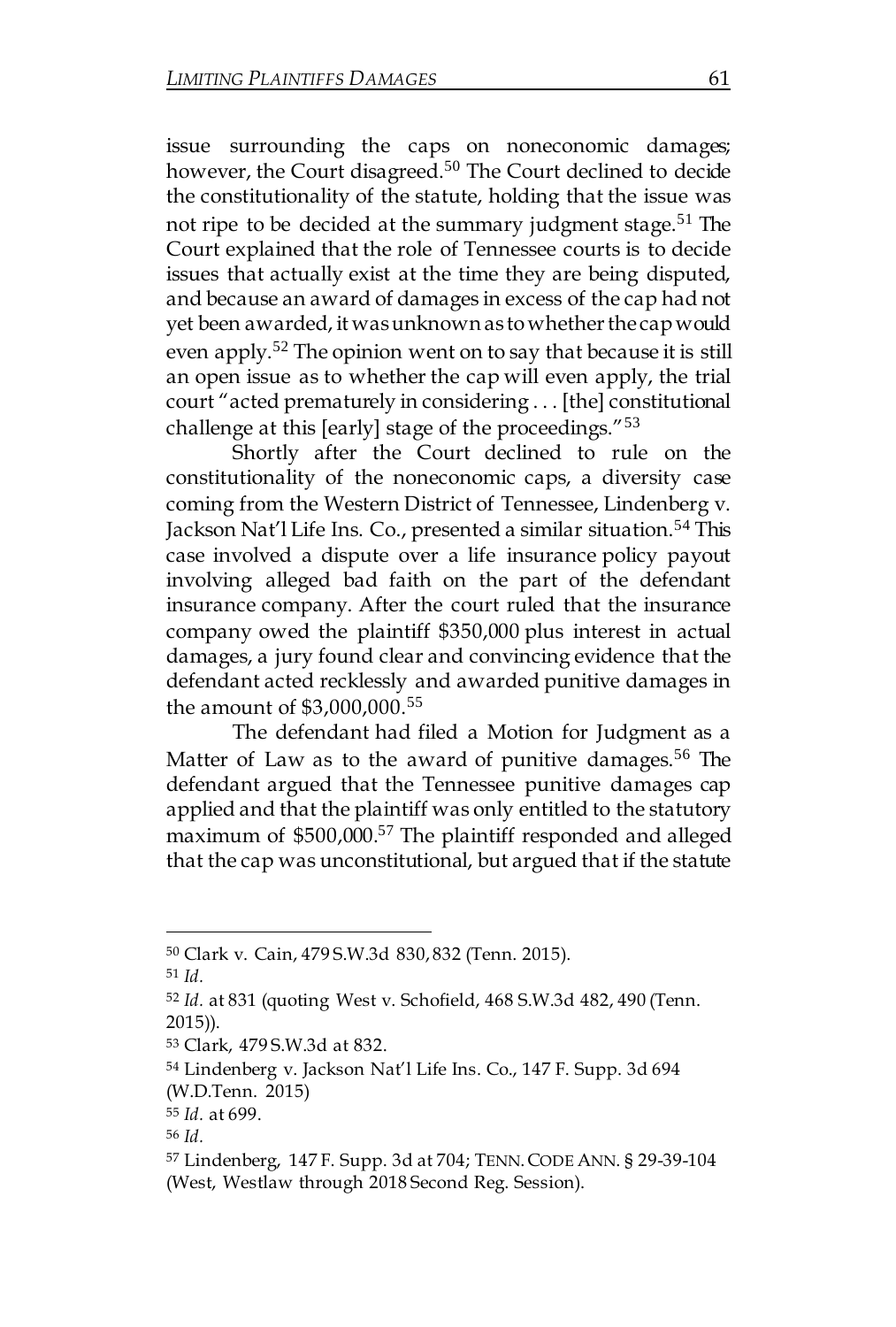issue surrounding the caps on noneconomic damages; however, the Court disagreed.[50] The Court declined to decide the constitutionality of the statute, holding that the issue was not ripe to be decided at the summary judgment stage.[51] The Court explained that the role of Tennessee courts is to decide issues that actually exist at the time they are being disputed, and because an award of damages in excess of the cap had not yet been awarded, it was unknown as to whether the cap would even apply.[52] The opinion went on to say that because it is still an open issue as to whether the cap will even apply, the trial court "acted prematurely in considering . . . [the] constitutional challenge at this [early] stage of the proceedings."[53]

Shortly after the Court declined to rule on the constitutionality of the noneconomic caps, a diversity case coming from the Western District of Tennessee, Lindenberg v. Jackson Nat'l Life Ins. Co., presented a similar situation.[54] This case involved a dispute over a life insurance policy payout involving alleged bad faith on the part of the defendant insurance company. After the court ruled that the insurance company owed the plaintiff $350,000 plus interest in actual damages, a jury found clear and convincing evidence that the defendant acted recklessly and awarded punitive damages in the amount of $3,000,000.[55]

The defendant had filed a Motion for Judgment as a Matter of Law as to the award of punitive damages.[56] The defendant argued that the Tennessee punitive damages cap applied and that the plaintiff was only entitled to the statutory maximum of $500,000.[57] The plaintiff responded and alleged that the cap was unconstitutional, but argued that if the statute

---

[50] Clark v. Cain, 479 S.W.3d 830, 832 (Tenn. 2015).

[51] *Id.*

[52] *Id.* at 831 (quoting West v. Schofield, 468 S.W.3d 482, 490 (Tenn. 2015)).

[53] Clark, 479 S.W.3d at 832.

[54] Lindenberg v. Jackson Nat'l Life Ins. Co., 147 F. Supp. 3d 694 (W.D.Tenn. 2015)

[55] *Id.* at 699.

[56] *Id.*

[57] Lindenberg, 147 F. Supp. 3d at 704; TENN. CODE ANN. § 29-39-104 (West, Westlaw through 2018 Second Reg. Session).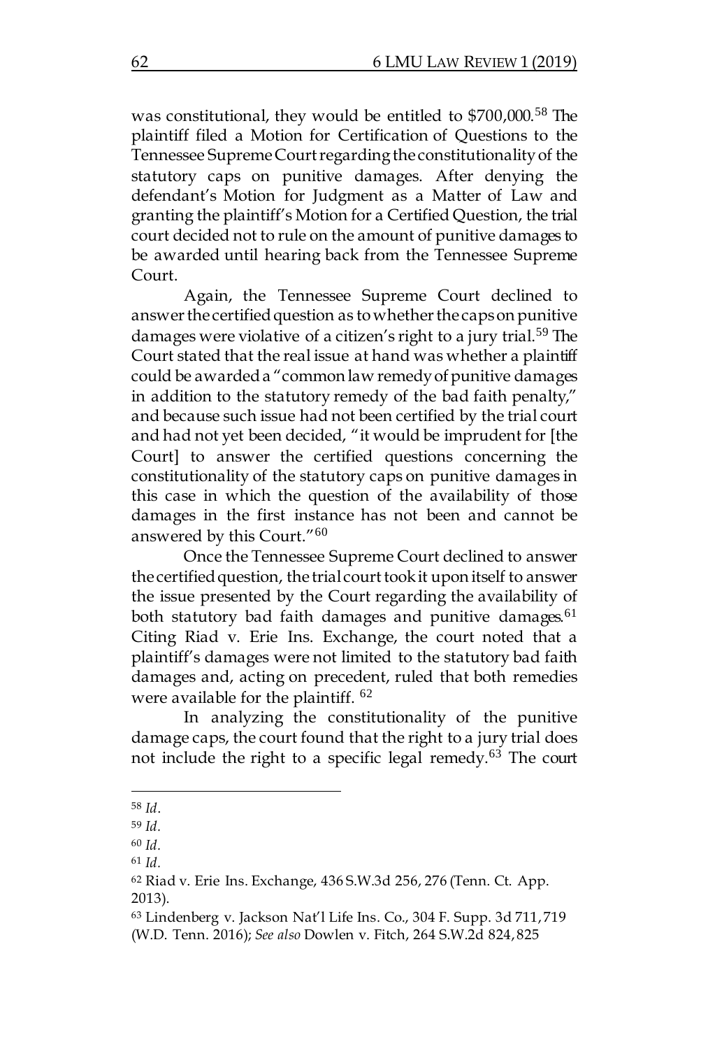was constitutional, they would be entitled to $700,000.[58] The plaintiff filed a Motion for Certification of Questions to the Tennessee Supreme Court regarding the constitutionality of the statutory caps on punitive damages. After denying the defendant's Motion for Judgment as a Matter of Law and granting the plaintiff's Motion for a Certified Question, the trial court decided not to rule on the amount of punitive damages to be awarded until hearing back from the Tennessee Supreme Court.

Again, the Tennessee Supreme Court declined to answer the certified question as to whether the caps on punitive damages were violative of a citizen's right to a jury trial.[59] The Court stated that the real issue at hand was whether a plaintiff could be awarded a "common law remedy of punitive damages in addition to the statutory remedy of the bad faith penalty," and because such issue had not been certified by the trial court and had not yet been decided, "it would be imprudent for [the Court] to answer the certified questions concerning the constitutionality of the statutory caps on punitive damages in this case in which the question of the availability of those damages in the first instance has not been and cannot be answered by this Court."[60]

Once the Tennessee Supreme Court declined to answer the certified question, the trial court took it upon itself to answer the issue presented by the Court regarding the availability of both statutory bad faith damages and punitive damages.[61] Citing Riad v. Erie Ins. Exchange, the court noted that a plaintiff's damages were not limited to the statutory bad faith damages and, acting on precedent, ruled that both remedies were available for the plaintiff. [62]

In analyzing the constitutionality of the punitive damage caps, the court found that the right to a jury trial does not include the right to a specific legal remedy.[63] The court

---

[58] *Id*.

[59] *Id*.

[60] *Id*.

[61] *Id*.

[62] Riad v. Erie Ins. Exchange, 436 S.W.3d 256, 276 (Tenn. Ct. App. 2013).

[63] Lindenberg v. Jackson Nat'l Life Ins. Co., 304 F. Supp. 3d 711, 719 (W.D. Tenn. 2016); *See also* Dowlen v. Fitch, 264 S.W.2d 824, 825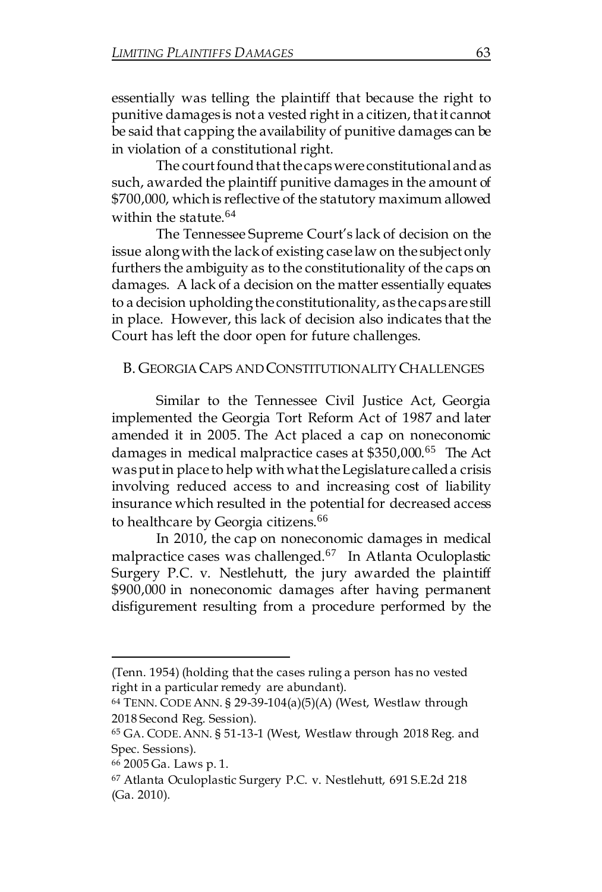essentially was telling the plaintiff that because the right to punitive damages is not a vested right in a citizen, that it cannot be said that capping the availability of punitive damages can be in violation of a constitutional right.

The court found that the caps were constitutional and as such, awarded the plaintiff punitive damages in the amount of $700,000, which is reflective of the statutory maximum allowed within the statute.[64]

The Tennessee Supreme Court's lack of decision on the issue along with the lack of existing case law on the subject only furthers the ambiguity as to the constitutionality of the caps on damages. A lack of a decision on the matter essentially equates to a decision upholding the constitutionality, as the caps are still in place. However, this lack of decision also indicates that the Court has left the door open for future challenges.

## B. GEORGIA CAPS AND CONSTITUTIONALITY CHALLENGES

Similar to the Tennessee Civil Justice Act, Georgia implemented the Georgia Tort Reform Act of 1987 and later amended it in 2005. The Act placed a cap on noneconomic damages in medical malpractice cases at $350,000.[65] The Act was put in place to help with what the Legislature called a crisis involving reduced access to and increasing cost of liability insurance which resulted in the potential for decreased access to healthcare by Georgia citizens.[66]

In 2010, the cap on noneconomic damages in medical malpractice cases was challenged.[67] In Atlanta Oculoplastic Surgery P.C. v. Nestlehutt, the jury awarded the plaintiff $900,000 in noneconomic damages after having permanent disfigurement resulting from a procedure performed by the

---

(Tenn. 1954) (holding that the cases ruling a person has no vested right in a particular remedy are abundant).

[64] TENN. CODE ANN. § 29-39-104(a)(5)(A) (West, Westlaw through 2018 Second Reg. Session).

[65] GA. CODE. ANN. § 51-13-1 (West, Westlaw through 2018 Reg. and Spec. Sessions).

[66] 2005 Ga. Laws p. 1.

[67] Atlanta Oculoplastic Surgery P.C. v. Nestlehutt, 691 S.E.2d 218 (Ga. 2010).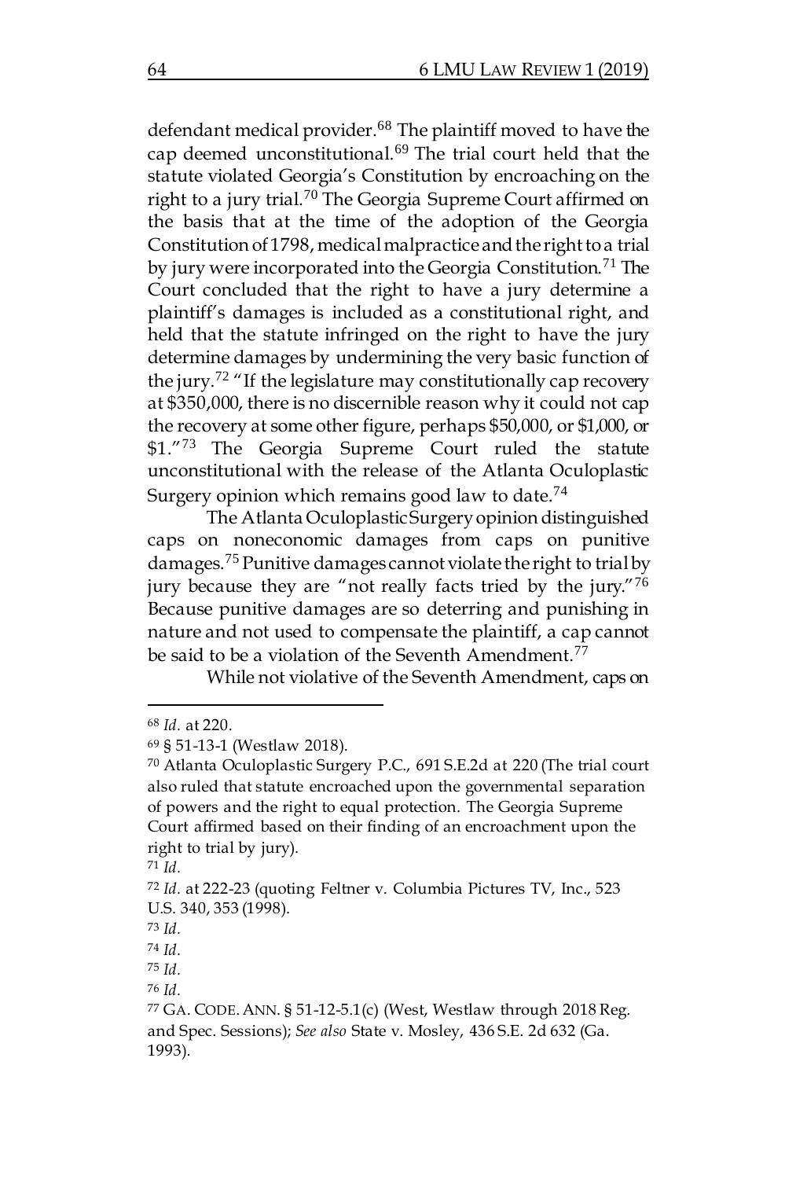defendant medical provider.[68] The plaintiff moved to have the cap deemed unconstitutional.[69] The trial court held that the statute violated Georgia's Constitution by encroaching on the right to a jury trial.[70] The Georgia Supreme Court affirmed on the basis that at the time of the adoption of the Georgia Constitution of 1798, medical malpractice and the right to a trial by jury were incorporated into the Georgia Constitution.[71] The Court concluded that the right to have a jury determine a plaintiff's damages is included as a constitutional right, and held that the statute infringed on the right to have the jury determine damages by undermining the very basic function of the jury.[72] "If the legislature may constitutionally cap recovery at $350,000, there is no discernible reason why it could not cap the recovery at some other figure, perhaps $50,000, or $1,000, or $1."[73] The Georgia Supreme Court ruled the statute unconstitutional with the release of the Atlanta Oculoplastic Surgery opinion which remains good law to date.[74]

The Atlanta Oculoplastic Surgery opinion distinguished caps on noneconomic damages from caps on punitive damages.[75] Punitive damages cannot violate the right to trial by jury because they are "not really facts tried by the jury."[76] Because punitive damages are so deterring and punishing in nature and not used to compensate the plaintiff, a cap cannot be said to be a violation of the Seventh Amendment.[77]

While not violative of the Seventh Amendment, caps on

---

[68] *Id.* at 220.

[69] § 51-13-1 (Westlaw 2018).

[70] Atlanta Oculoplastic Surgery P.C., 691 S.E.2d at 220 (The trial court also ruled that statute encroached upon the governmental separation of powers and the right to equal protection. The Georgia Supreme Court affirmed based on their finding of an encroachment upon the right to trial by jury).

[71] *Id.*

[72] *Id.* at 222-23 (quoting Feltner v. Columbia Pictures TV, Inc., 523 U.S. 340, 353 (1998).

[73] *Id.*

[74] *Id.*

[75] *Id.*

[76] *Id.*

[77] GA. CODE. ANN. § 51-12-5.1(c) (West, Westlaw through 2018 Reg. and Spec. Sessions); *See also* State v. Mosley, 436 S.E. 2d 632 (Ga. 1993).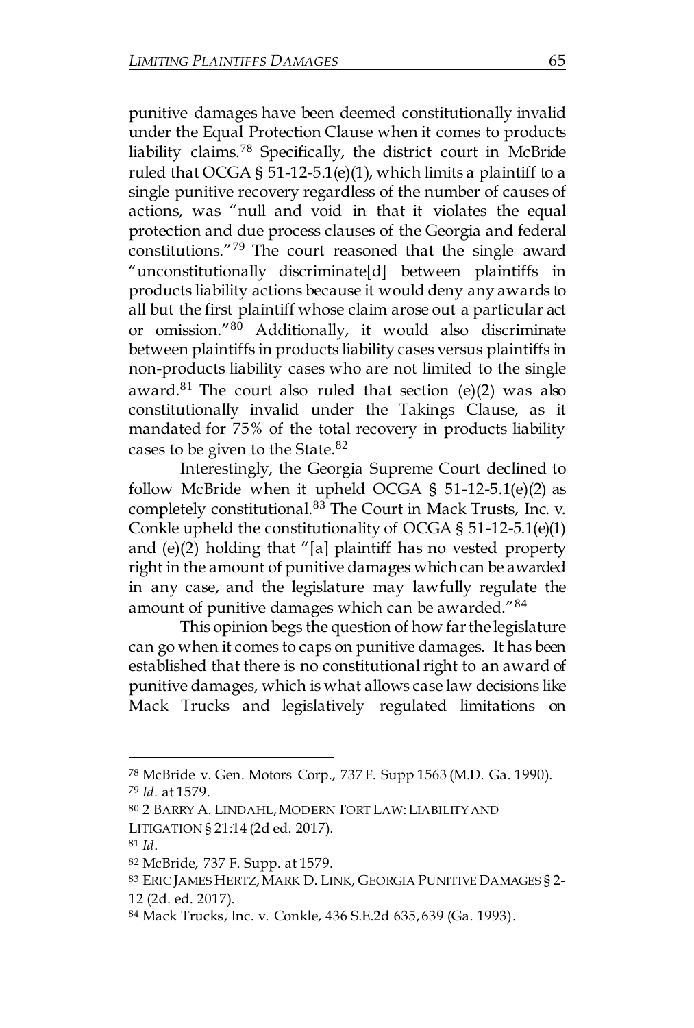punitive damages have been deemed constitutionally invalid under the Equal Protection Clause when it comes to products liability claims.[78] Specifically, the district court in McBride ruled that OCGA § 51-12-5.1(e)(1), which limits a plaintiff to a single punitive recovery regardless of the number of causes of actions, was "null and void in that it violates the equal protection and due process clauses of the Georgia and federal constitutions."[79] The court reasoned that the single award "unconstitutionally discriminate[d] between plaintiffs in products liability actions because it would deny any awards to all but the first plaintiff whose claim arose out a particular act or omission."[80] Additionally, it would also discriminate between plaintiffs in products liability cases versus plaintiffs in non-products liability cases who are not limited to the single award.[81] The court also ruled that section (e)(2) was also constitutionally invalid under the Takings Clause, as it mandated for 75% of the total recovery in products liability cases to be given to the State.[82]

Interestingly, the Georgia Supreme Court declined to follow McBride when it upheld OCGA § 51-12-5.1(e)(2) as completely constitutional.[83] The Court in Mack Trusts, Inc. v. Conkle upheld the constitutionality of OCGA § 51-12-5.1(e)(1) and (e)(2) holding that "[a] plaintiff has no vested property right in the amount of punitive damages which can be awarded in any case, and the legislature may lawfully regulate the amount of punitive damages which can be awarded."[84]

This opinion begs the question of how far the legislature can go when it comes to caps on punitive damages. It has been established that there is no constitutional right to an award of punitive damages, which is what allows case law decisions like Mack Trucks and legislatively regulated limitations on

---

[78] McBride v. Gen. Motors Corp., 737 F. Supp 1563 (M.D. Ga. 1990).

[79] *Id.* at 1579.

[80] 2 BARRY A. LINDAHL, MODERN TORT LAW: LIABILITY AND LITIGATION § 21:14 (2d ed. 2017).

[81] *Id*.

[82] McBride, 737 F. Supp. at 1579.

[83] ERIC JAMES HERTZ, MARK D. LINK, GEORGIA PUNITIVE DAMAGES § 2-12 (2d. ed. 2017).

[84] Mack Trucks, Inc. v. Conkle, 436 S.E.2d 635, 639 (Ga. 1993).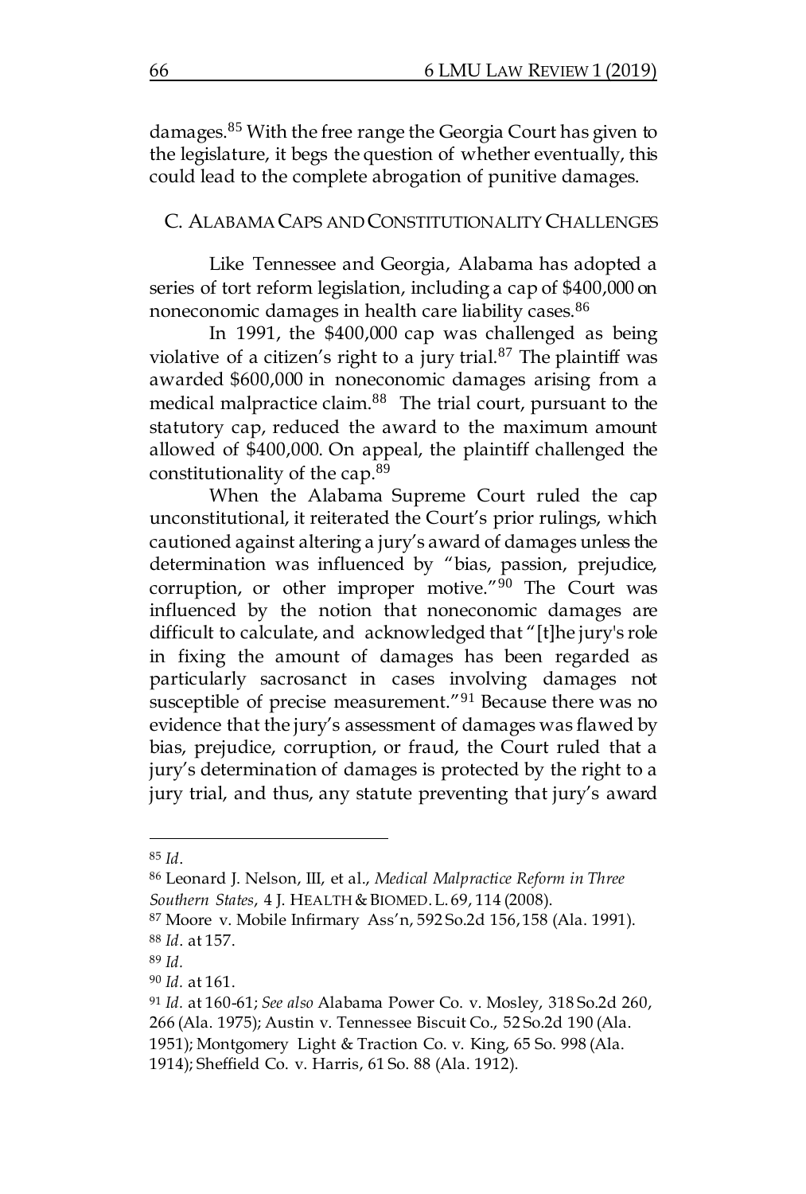damages.[85] With the free range the Georgia Court has given to the legislature, it begs the question of whether eventually, this could lead to the complete abrogation of punitive damages.

### C. ALABAMA CAPS AND CONSTITUTIONALITY CHALLENGES

Like Tennessee and Georgia, Alabama has adopted a series of tort reform legislation, including a cap of $400,000 on noneconomic damages in health care liability cases.[86]

In 1991, the $400,000 cap was challenged as being violative of a citizen's right to a jury trial.[87] The plaintiff was awarded $600,000 in noneconomic damages arising from a medical malpractice claim.[88] The trial court, pursuant to the statutory cap, reduced the award to the maximum amount allowed of $400,000. On appeal, the plaintiff challenged the constitutionality of the cap.[89]

When the Alabama Supreme Court ruled the cap unconstitutional, it reiterated the Court's prior rulings, which cautioned against altering a jury's award of damages unless the determination was influenced by "bias, passion, prejudice, corruption, or other improper motive."[90] The Court was influenced by the notion that noneconomic damages are difficult to calculate, and acknowledged that "[t]he jury's role in fixing the amount of damages has been regarded as particularly sacrosanct in cases involving damages not susceptible of precise measurement."[91] Because there was no evidence that the jury's assessment of damages was flawed by bias, prejudice, corruption, or fraud, the Court ruled that a jury's determination of damages is protected by the right to a jury trial, and thus, any statute preventing that jury's award

---

[85] *Id*.

[86] Leonard J. Nelson, III, et al., *Medical Malpractice Reform in Three Southern States*, 4 J. HEALTH & BIOMED. L. 69, 114 (2008).

[87] Moore v. Mobile Infirmary Ass'n, 592 So.2d 156, 158 (Ala. 1991).

[88] *Id*. at 157.

[89] *Id*.

[90] *Id*. at 161.

[91] *Id*. at 160-61; *See also* Alabama Power Co. v. Mosley, 318 So.2d 260, 266 (Ala. 1975); Austin v. Tennessee Biscuit Co., 52 So.2d 190 (Ala. 1951); Montgomery Light & Traction Co. v. King, 65 So. 998 (Ala. 1914); Sheffield Co. v. Harris, 61 So. 88 (Ala. 1912).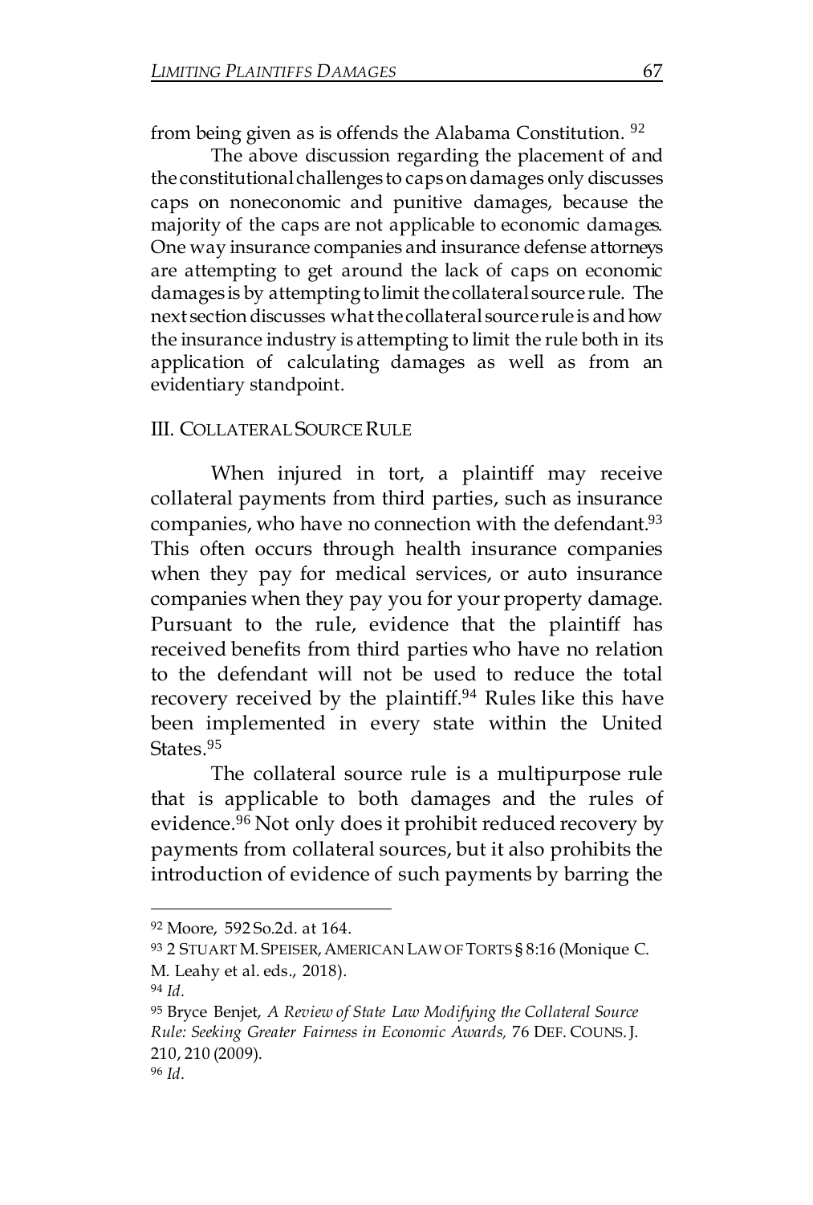from being given as is offends the Alabama Constitution. [92]

The above discussion regarding the placement of and the constitutional challenges to caps on damages only discusses caps on noneconomic and punitive damages, because the majority of the caps are not applicable to economic damages. One way insurance companies and insurance defense attorneys are attempting to get around the lack of caps on economic damages is by attempting to limit the collateral source rule. The next section discusses what the collateral source rule is and how the insurance industry is attempting to limit the rule both in its application of calculating damages as well as from an evidentiary standpoint.

## III. COLLATERAL SOURCE RULE

When injured in tort, a plaintiff may receive collateral payments from third parties, such as insurance companies, who have no connection with the defendant.[93] This often occurs through health insurance companies when they pay for medical services, or auto insurance companies when they pay you for your property damage. Pursuant to the rule, evidence that the plaintiff has received benefits from third parties who have no relation to the defendant will not be used to reduce the total recovery received by the plaintiff.[94] Rules like this have been implemented in every state within the United States.[95]

The collateral source rule is a multipurpose rule that is applicable to both damages and the rules of evidence.[96] Not only does it prohibit reduced recovery by payments from collateral sources, but it also prohibits the introduction of evidence of such payments by barring the

---

[92] Moore, 592 So.2d. at 164.

[93] 2 STUART M. SPEISER, AMERICAN LAW OF TORTS § 8:16 (Monique C. M. Leahy et al. eds., 2018).

[94] *Id.*

[95] Bryce Benjet, *A Review of State Law Modifying the Collateral Source Rule: Seeking Greater Fairness in Economic Awards,* 76 DEF. COUNS. J. 210, 210 (2009).

[96] *Id.*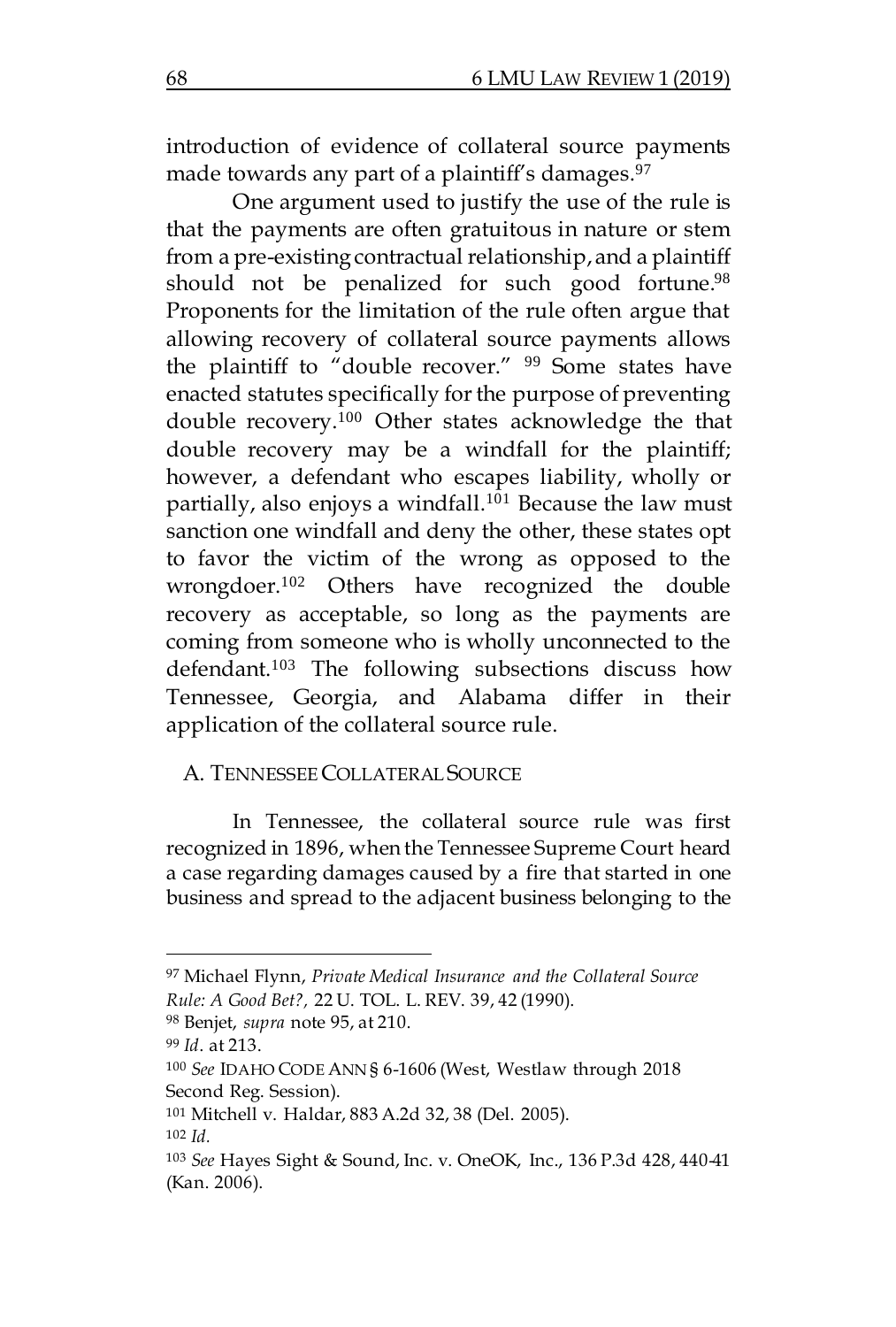introduction of evidence of collateral source payments made towards any part of a plaintiff's damages.[97]

One argument used to justify the use of the rule is that the payments are often gratuitous in nature or stem from a pre-existing contractual relationship, and a plaintiff should not be penalized for such good fortune.[98] Proponents for the limitation of the rule often argue that allowing recovery of collateral source payments allows the plaintiff to "double recover." [99] Some states have enacted statutes specifically for the purpose of preventing double recovery.[100] Other states acknowledge the that double recovery may be a windfall for the plaintiff; however, a defendant who escapes liability, wholly or partially, also enjoys a windfall.[101] Because the law must sanction one windfall and deny the other, these states opt to favor the victim of the wrong as opposed to the wrongdoer.[102] Others have recognized the double recovery as acceptable, so long as the payments are coming from someone who is wholly unconnected to the defendant.[103] The following subsections discuss how Tennessee, Georgia, and Alabama differ in their application of the collateral source rule.

### A. TENNESSEE COLLATERAL SOURCE

In Tennessee, the collateral source rule was first recognized in 1896, when the Tennessee Supreme Court heard a case regarding damages caused by a fire that started in one business and spread to the adjacent business belonging to the

---

[97] Michael Flynn, *Private Medical Insurance and the Collateral Source Rule: A Good Bet?,* 22 U. TOL. L. REV. 39, 42 (1990).

[98] Benjet, *supra* note 95, at 210.

[99] *Id*. at 213.

[100] *See* IDAHO CODE ANN § 6-1606 (West, Westlaw through 2018 Second Reg. Session).

[101] Mitchell v. Haldar, 883 A.2d 32, 38 (Del. 2005).

[102] *Id*.

[103] *See* Hayes Sight & Sound, Inc. v. OneOK, Inc., 136 P.3d 428, 440-41 (Kan. 2006).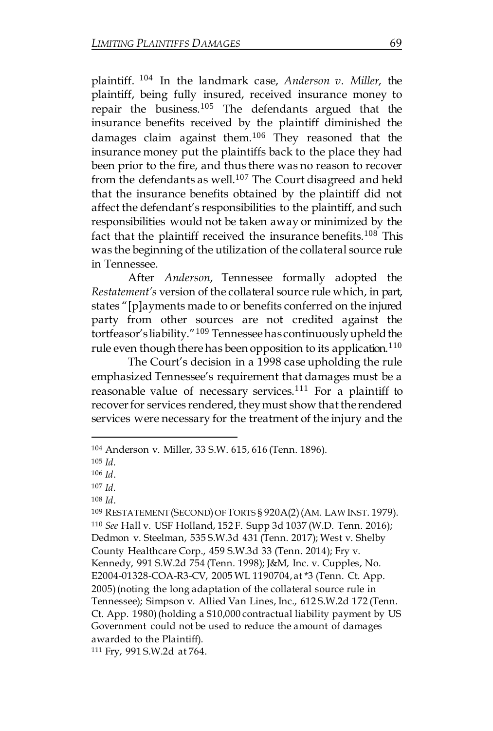plaintiff. [104] In the landmark case, *Anderson v. Miller*, the plaintiff, being fully insured, received insurance money to repair the business.[105] The defendants argued that the insurance benefits received by the plaintiff diminished the damages claim against them.[106] They reasoned that the insurance money put the plaintiffs back to the place they had been prior to the fire, and thus there was no reason to recover from the defendants as well.[107] The Court disagreed and held that the insurance benefits obtained by the plaintiff did not affect the defendant's responsibilities to the plaintiff, and such responsibilities would not be taken away or minimized by the fact that the plaintiff received the insurance benefits.[108] This was the beginning of the utilization of the collateral source rule in Tennessee.

After *Anderson*, Tennessee formally adopted the *Restatement's* version of the collateral source rule which, in part, states "[p]ayments made to or benefits conferred on the injured party from other sources are not credited against the tortfeasor's liability."[109] Tennessee has continuously upheld the rule even though there has been opposition to its application.[110]

The Court's decision in a 1998 case upholding the rule emphasized Tennessee's requirement that damages must be a reasonable value of necessary services.[111] For a plaintiff to recover for services rendered, they must show that the rendered services were necessary for the treatment of the injury and the

---

104 Anderson v. Miller, 33 S.W. 615, 616 (Tenn. 1896).

105 *Id.*

106 *Id*.

107 *Id.*

108 *Id*.

109 RESTATEMENT (SECOND) OF TORTS § 920A(2) (AM. LAW INST. 1979).

110 *See* Hall v. USF Holland, 152 F. Supp 3d 1037 (W.D. Tenn. 2016); Dedmon v. Steelman, 535 S.W.3d 431 (Tenn. 2017); West v. Shelby County Healthcare Corp., 459 S.W.3d 33 (Tenn. 2014); Fry v. Kennedy, 991 S.W.2d 754 (Tenn. 1998); J&M, Inc. v. Cupples, No. E2004-01328-COA-R3-CV, 2005 WL 1190704, at *3 (Tenn. Ct. App. 2005) (noting the long adaptation of the collateral source rule in Tennessee); Simpson v. Allied Van Lines, Inc., 612 S.W.2d 172 (Tenn. Ct. App. 1980) (holding a $10,000 contractual liability payment by US Government could not be used to reduce the amount of damages awarded to the Plaintiff).

111 Fry, 991 S.W.2d at 764.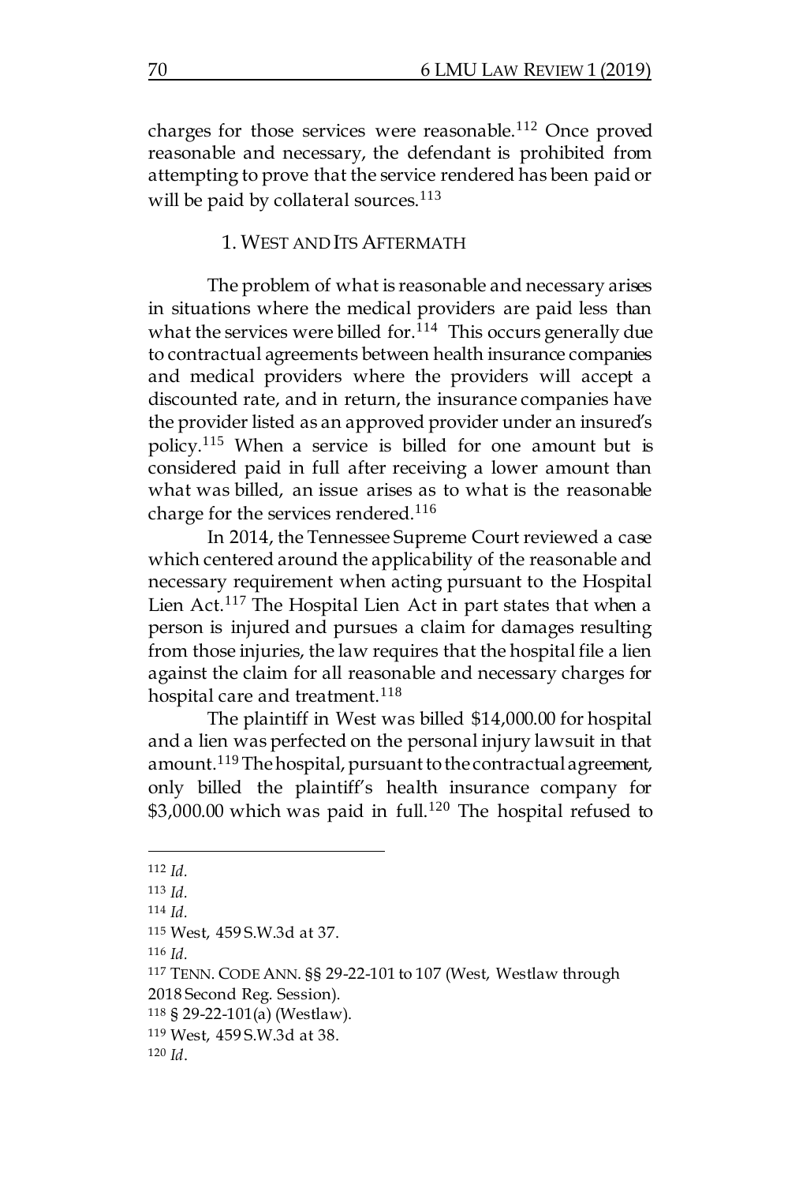charges for those services were reasonable.[112] Once proved reasonable and necessary, the defendant is prohibited from attempting to prove that the service rendered has been paid or will be paid by collateral sources.[113]

### 1. WEST AND ITS AFTERMATH

The problem of what is reasonable and necessary arises in situations where the medical providers are paid less than what the services were billed for.[114] This occurs generally due to contractual agreements between health insurance companies and medical providers where the providers will accept a discounted rate, and in return, the insurance companies have the provider listed as an approved provider under an insured's policy.[115] When a service is billed for one amount but is considered paid in full after receiving a lower amount than what was billed, an issue arises as to what is the reasonable charge for the services rendered.[116]

In 2014, the Tennessee Supreme Court reviewed a case which centered around the applicability of the reasonable and necessary requirement when acting pursuant to the Hospital Lien Act.[117] The Hospital Lien Act in part states that when a person is injured and pursues a claim for damages resulting from those injuries, the law requires that the hospital file a lien against the claim for all reasonable and necessary charges for hospital care and treatment.[118]

The plaintiff in West was billed $14,000.00 for hospital and a lien was perfected on the personal injury lawsuit in that amount.[119] The hospital, pursuant to the contractual agreement, only billed the plaintiff's health insurance company for $3,000.00 which was paid in full.[120] The hospital refused to

---

[112] *Id.*

[113] *Id.*

[114] *Id.*

[115] West, 459 S.W.3d at 37.

[116] *Id.*

[117] TENN. CODE ANN. §§ 29-22-101 to 107 (West, Westlaw through 2018 Second Reg. Session).

[118] § 29-22-101(a) (Westlaw).

[119] West, 459 S.W.3d at 38.

[120] *Id.*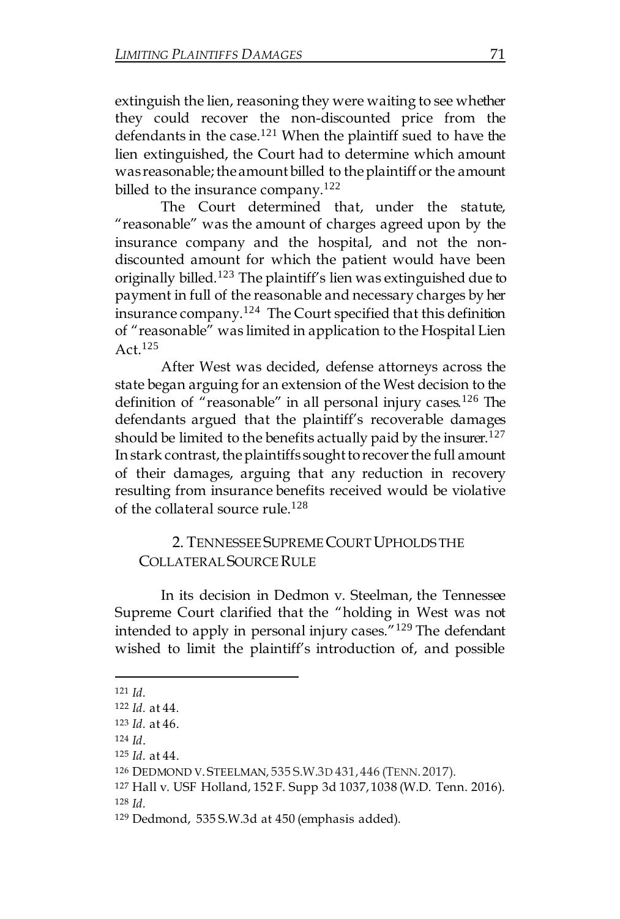extinguish the lien, reasoning they were waiting to see whether they could recover the non-discounted price from the defendants in the case.[121] When the plaintiff sued to have the lien extinguished, the Court had to determine which amount was reasonable; the amount billed to the plaintiff or the amount billed to the insurance company.[122]

The Court determined that, under the statute, "reasonable" was the amount of charges agreed upon by the insurance company and the hospital, and not the non-discounted amount for which the patient would have been originally billed.[123] The plaintiff's lien was extinguished due to payment in full of the reasonable and necessary charges by her insurance company.[124] The Court specified that this definition of "reasonable" was limited in application to the Hospital Lien Act.[125]

After West was decided, defense attorneys across the state began arguing for an extension of the West decision to the definition of "reasonable" in all personal injury cases.[126] The defendants argued that the plaintiff's recoverable damages should be limited to the benefits actually paid by the insurer.[127] In stark contrast, the plaintiffs sought to recover the full amount of their damages, arguing that any reduction in recovery resulting from insurance benefits received would be violative of the collateral source rule.[128]

### 2. TENNESSEE SUPREME COURT UPHOLDS THE COLLATERAL SOURCE RULE

In its decision in Dedmon v. Steelman, the Tennessee Supreme Court clarified that the "holding in West was not intended to apply in personal injury cases."[129] The defendant wished to limit the plaintiff's introduction of, and possible

---

[121] *Id.*

[122] *Id.* at 44.

[123] *Id.* at 46.

[124] *Id.*

[125] *Id.* at 44.

[126] DEDMOND V. STEELMAN, 535 S.W.3D 431, 446 (TENN. 2017).

[127] Hall v. USF Holland, 152 F. Supp 3d 1037, 1038 (W.D. Tenn. 2016).

[128] *Id.*

[129] Dedmond, 535 S.W.3d at 450 (emphasis added).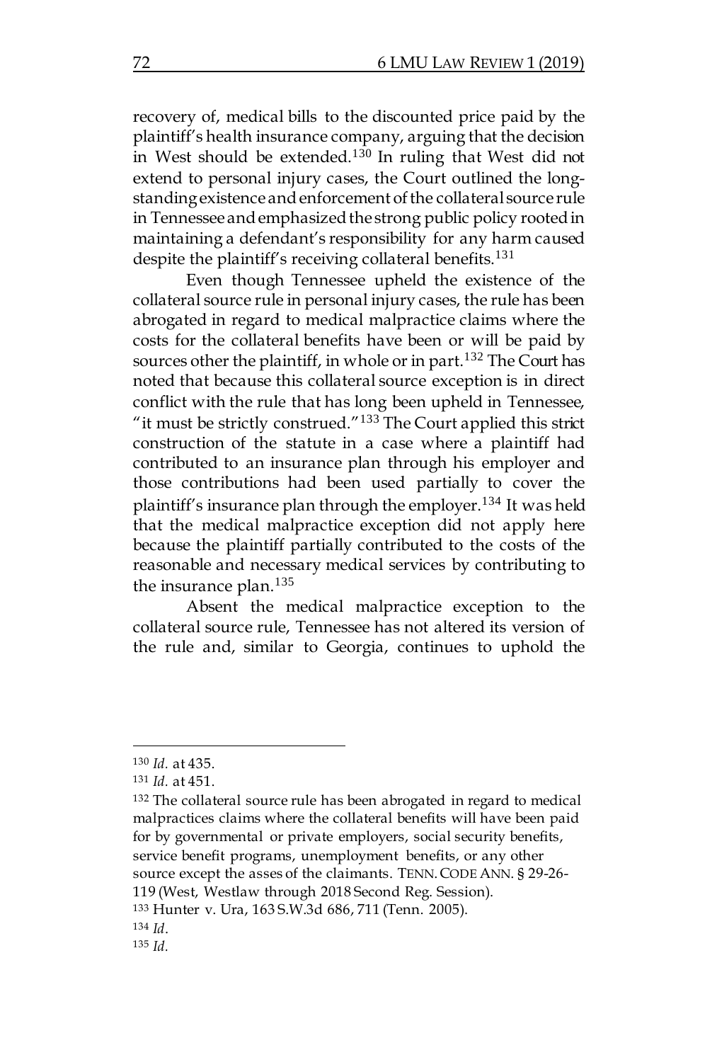recovery of, medical bills to the discounted price paid by the plaintiff's health insurance company, arguing that the decision in West should be extended.[130] In ruling that West did not extend to personal injury cases, the Court outlined the long-standing existence and enforcement of the collateral source rule in Tennessee and emphasized the strong public policy rooted in maintaining a defendant's responsibility for any harm caused despite the plaintiff's receiving collateral benefits.[131]

Even though Tennessee upheld the existence of the collateral source rule in personal injury cases, the rule has been abrogated in regard to medical malpractice claims where the costs for the collateral benefits have been or will be paid by sources other the plaintiff, in whole or in part.[132] The Court has noted that because this collateral source exception is in direct conflict with the rule that has long been upheld in Tennessee, "it must be strictly construed."[133] The Court applied this strict construction of the statute in a case where a plaintiff had contributed to an insurance plan through his employer and those contributions had been used partially to cover the plaintiff's insurance plan through the employer.[134] It was held that the medical malpractice exception did not apply here because the plaintiff partially contributed to the costs of the reasonable and necessary medical services by contributing to the insurance plan.[135]

Absent the medical malpractice exception to the collateral source rule, Tennessee has not altered its version of the rule and, similar to Georgia, continues to uphold the

---

[130] *Id.* at 435.

[131] *Id.* at 451.

[132] The collateral source rule has been abrogated in regard to medical malpractices claims where the collateral benefits will have been paid for by governmental or private employers, social security benefits, service benefit programs, unemployment benefits, or any other source except the asses of the claimants. TENN. CODE ANN. § 29-26-119 (West, Westlaw through 2018 Second Reg. Session).

[133] Hunter v. Ura, 163 S.W.3d 686, 711 (Tenn. 2005).

[134] *Id*.

[135] *Id*.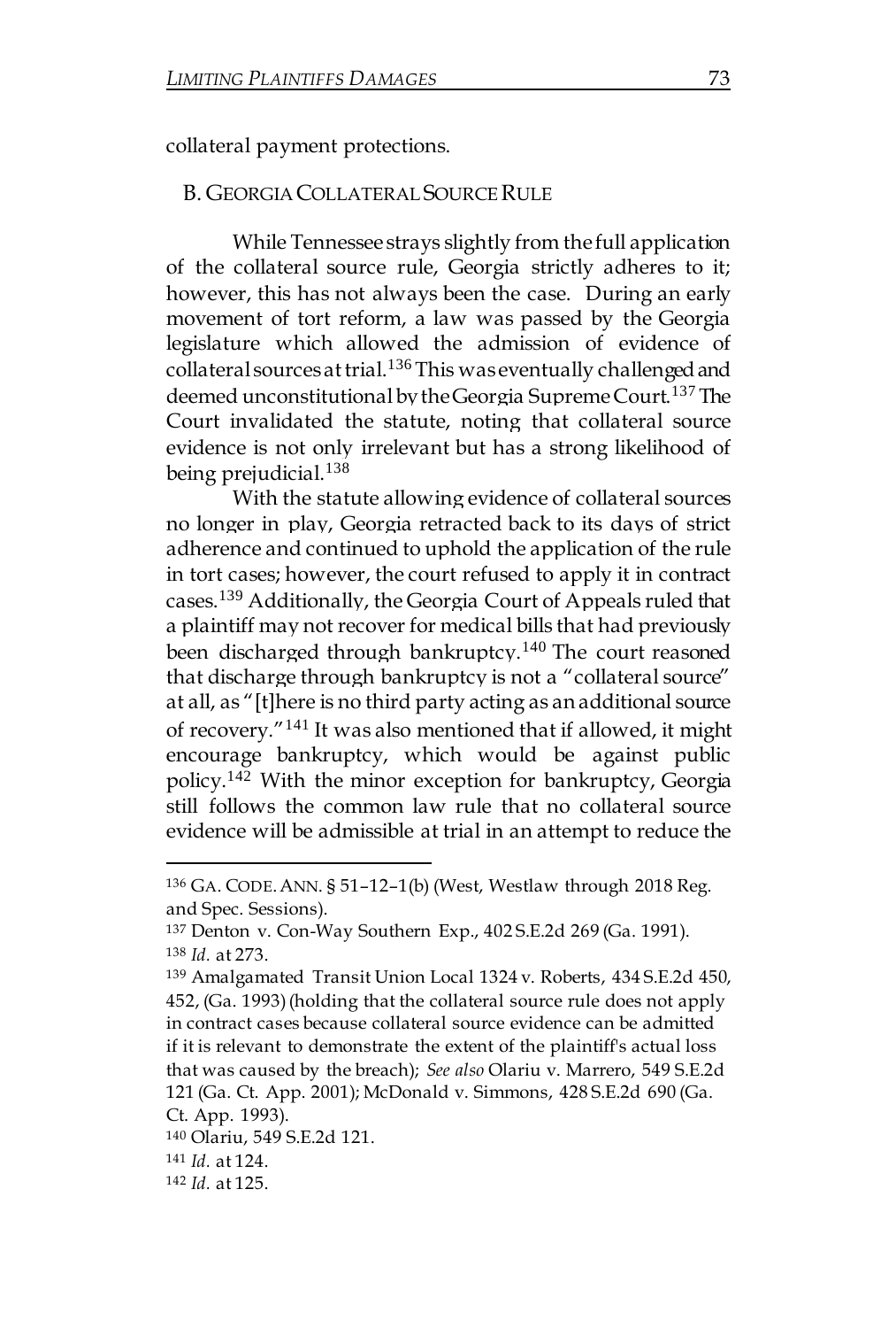collateral payment protections.

## B. GEORGIA COLLATERAL SOURCE RULE

While Tennessee strays slightly from the full application of the collateral source rule, Georgia strictly adheres to it; however, this has not always been the case. During an early movement of tort reform, a law was passed by the Georgia legislature which allowed the admission of evidence of collateral sources at trial.[136] This was eventually challenged and deemed unconstitutional by the Georgia Supreme Court.[137] The Court invalidated the statute, noting that collateral source evidence is not only irrelevant but has a strong likelihood of being prejudicial.[138]

With the statute allowing evidence of collateral sources no longer in play, Georgia retracted back to its days of strict adherence and continued to uphold the application of the rule in tort cases; however, the court refused to apply it in contract cases.[139] Additionally, the Georgia Court of Appeals ruled that a plaintiff may not recover for medical bills that had previously been discharged through bankruptcy.[140] The court reasoned that discharge through bankruptcy is not a "collateral source" at all, as "[t]here is no third party acting as an additional source of recovery."[141] It was also mentioned that if allowed, it might encourage bankruptcy, which would be against public policy.[142] With the minor exception for bankruptcy, Georgia still follows the common law rule that no collateral source evidence will be admissible at trial in an attempt to reduce the

---

136 GA. CODE. ANN. § 51–12–1(b) (West, Westlaw through 2018 Reg. and Spec. Sessions).

137 Denton v. Con-Way Southern Exp., 402 S.E.2d 269 (Ga. 1991).

138 *Id.* at 273.

139 Amalgamated Transit Union Local 1324 v. Roberts, 434 S.E.2d 450, 452, (Ga. 1993) (holding that the collateral source rule does not apply in contract cases because collateral source evidence can be admitted if it is relevant to demonstrate the extent of the plaintiff's actual loss that was caused by the breach); *See also* Olariu v. Marrero, 549 S.E.2d 121 (Ga. Ct. App. 2001); McDonald v. Simmons, 428 S.E.2d 690 (Ga. Ct. App. 1993).

140 Olariu, 549 S.E.2d 121.

141 *Id.* at 124.

142 *Id.* at 125.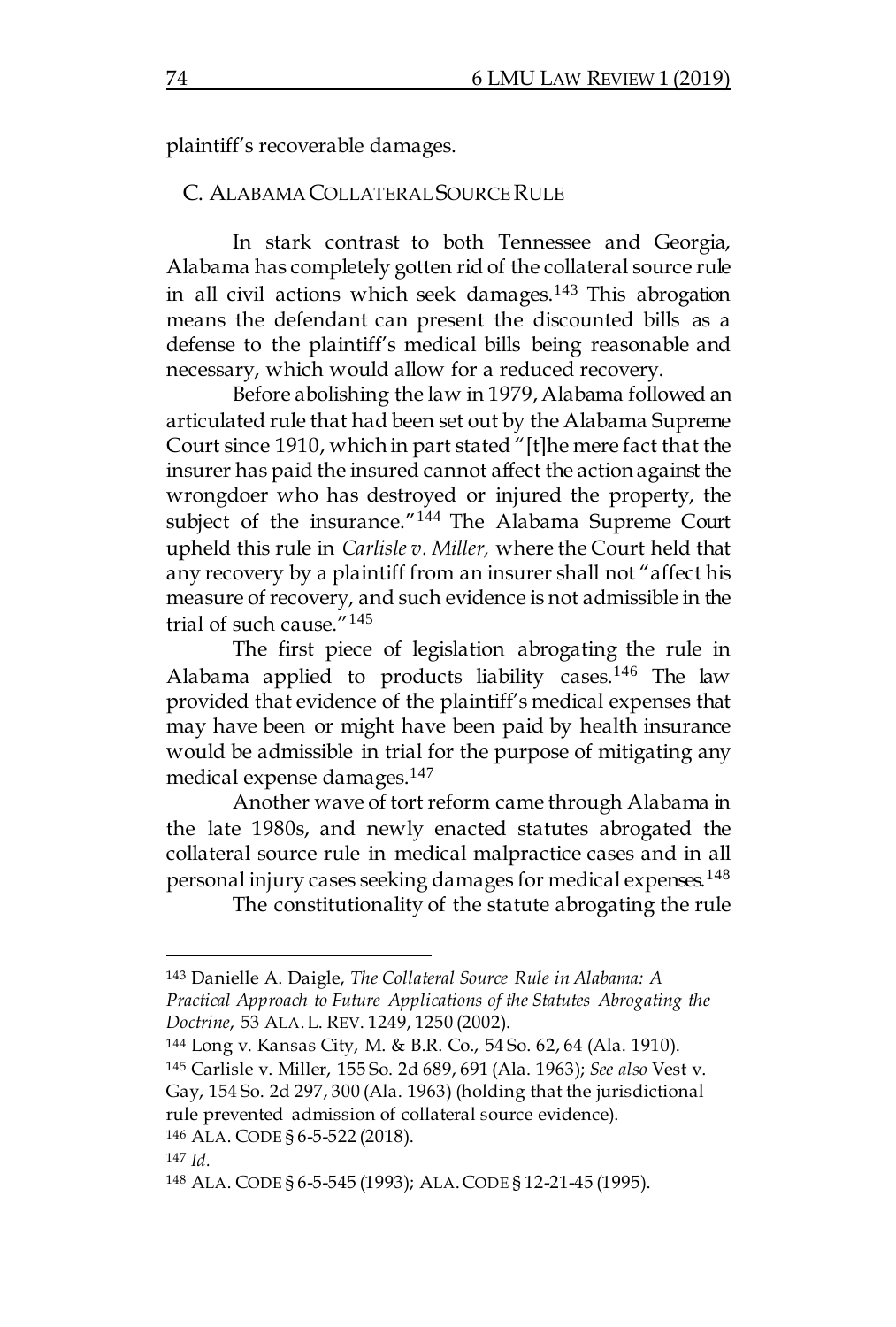plaintiff's recoverable damages.

### C. ALABAMA COLLATERAL SOURCE RULE

In stark contrast to both Tennessee and Georgia, Alabama has completely gotten rid of the collateral source rule in all civil actions which seek damages.[143] This abrogation means the defendant can present the discounted bills as a defense to the plaintiff's medical bills being reasonable and necessary, which would allow for a reduced recovery.

Before abolishing the law in 1979, Alabama followed an articulated rule that had been set out by the Alabama Supreme Court since 1910, which in part stated "[t]he mere fact that the insurer has paid the insured cannot affect the action against the wrongdoer who has destroyed or injured the property, the subject of the insurance."[144] The Alabama Supreme Court upheld this rule in *Carlisle v. Miller,* where the Court held that any recovery by a plaintiff from an insurer shall not "affect his measure of recovery, and such evidence is not admissible in the trial of such cause."[145]

The first piece of legislation abrogating the rule in Alabama applied to products liability cases.[146] The law provided that evidence of the plaintiff's medical expenses that may have been or might have been paid by health insurance would be admissible in trial for the purpose of mitigating any medical expense damages.[147]

Another wave of tort reform came through Alabama in the late 1980s, and newly enacted statutes abrogated the collateral source rule in medical malpractice cases and in all personal injury cases seeking damages for medical expenses.[148]

The constitutionality of the statute abrogating the rule

---

[143] Danielle A. Daigle, *The Collateral Source Rule in Alabama: A Practical Approach to Future Applications of the Statutes Abrogating the Doctrine*, 53 ALA. L. REV. 1249, 1250 (2002).

[144] Long v. Kansas City, M. & B.R. Co., 54 So. 62, 64 (Ala. 1910).

[145] Carlisle v. Miller, 155 So. 2d 689, 691 (Ala. 1963); *See also* Vest v. Gay, 154 So. 2d 297, 300 (Ala. 1963) (holding that the jurisdictional rule prevented admission of collateral source evidence).

[146] ALA. CODE § 6-5-522 (2018).

[147] *Id.*

[148] ALA. CODE § 6-5-545 (1993); ALA. CODE § 12-21-45 (1995).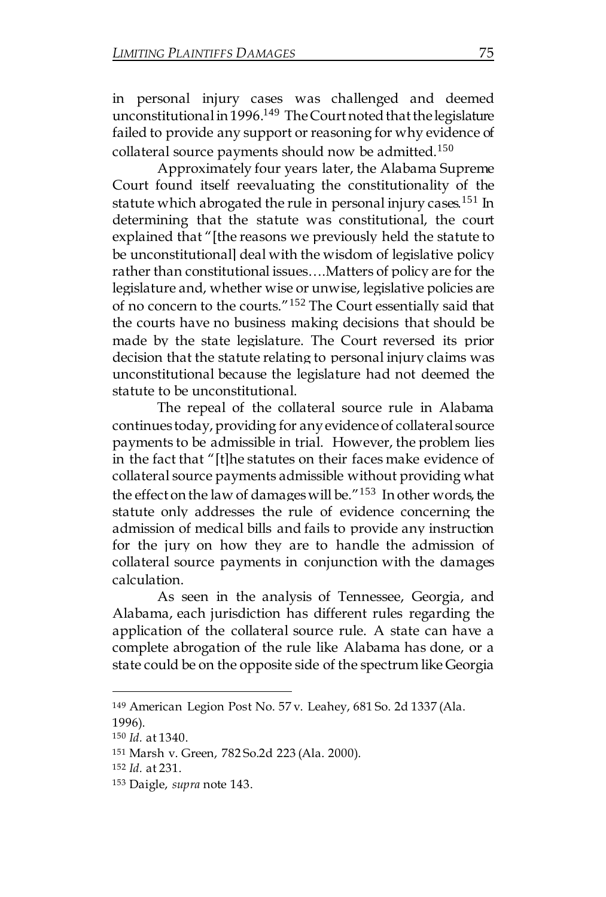in personal injury cases was challenged and deemed unconstitutional in 1996.[149] The Court noted that the legislature failed to provide any support or reasoning for why evidence of collateral source payments should now be admitted.[150]

Approximately four years later, the Alabama Supreme Court found itself reevaluating the constitutionality of the statute which abrogated the rule in personal injury cases.[151] In determining that the statute was constitutional, the court explained that "[the reasons we previously held the statute to be unconstitutional] deal with the wisdom of legislative policy rather than constitutional issues….Matters of policy are for the legislature and, whether wise or unwise, legislative policies are of no concern to the courts."[152] The Court essentially said that the courts have no business making decisions that should be made by the state legislature. The Court reversed its prior decision that the statute relating to personal injury claims was unconstitutional because the legislature had not deemed the statute to be unconstitutional.

The repeal of the collateral source rule in Alabama continues today, providing for any evidence of collateral source payments to be admissible in trial. However, the problem lies in the fact that "[t]he statutes on their faces make evidence of collateral source payments admissible without providing what the effect on the law of damages will be."[153] In other words, the statute only addresses the rule of evidence concerning the admission of medical bills and fails to provide any instruction for the jury on how they are to handle the admission of collateral source payments in conjunction with the damages calculation.

As seen in the analysis of Tennessee, Georgia, and Alabama, each jurisdiction has different rules regarding the application of the collateral source rule. A state can have a complete abrogation of the rule like Alabama has done, or a state could be on the opposite side of the spectrum like Georgia

---

[149] American Legion Post No. 57 v. Leahey, 681 So. 2d 1337 (Ala. 1996).

[150] *Id.* at 1340.

[151] Marsh v. Green, 782 So.2d 223 (Ala. 2000).

[152] *Id.* at 231.

[153] Daigle, *supra* note 143.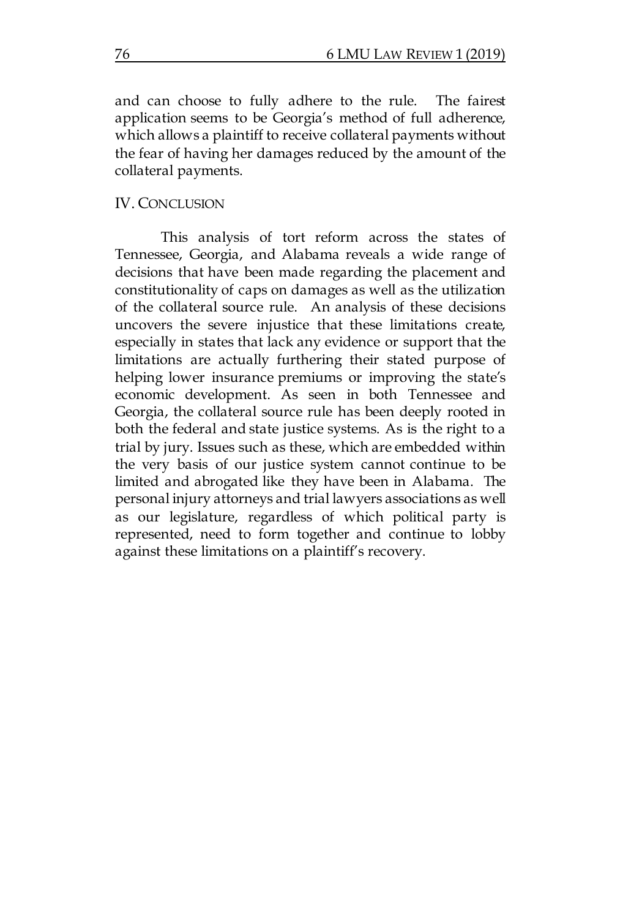and can choose to fully adhere to the rule. The fairest application seems to be Georgia's method of full adherence, which allows a plaintiff to receive collateral payments without the fear of having her damages reduced by the amount of the collateral payments.

## IV. CONCLUSION

This analysis of tort reform across the states of Tennessee, Georgia, and Alabama reveals a wide range of decisions that have been made regarding the placement and constitutionality of caps on damages as well as the utilization of the collateral source rule. An analysis of these decisions uncovers the severe injustice that these limitations create, especially in states that lack any evidence or support that the limitations are actually furthering their stated purpose of helping lower insurance premiums or improving the state's economic development. As seen in both Tennessee and Georgia, the collateral source rule has been deeply rooted in both the federal and state justice systems. As is the right to a trial by jury. Issues such as these, which are embedded within the very basis of our justice system cannot continue to be limited and abrogated like they have been in Alabama. The personal injury attorneys and trial lawyers associations as well as our legislature, regardless of which political party is represented, need to form together and continue to lobby against these limitations on a plaintiff's recovery.